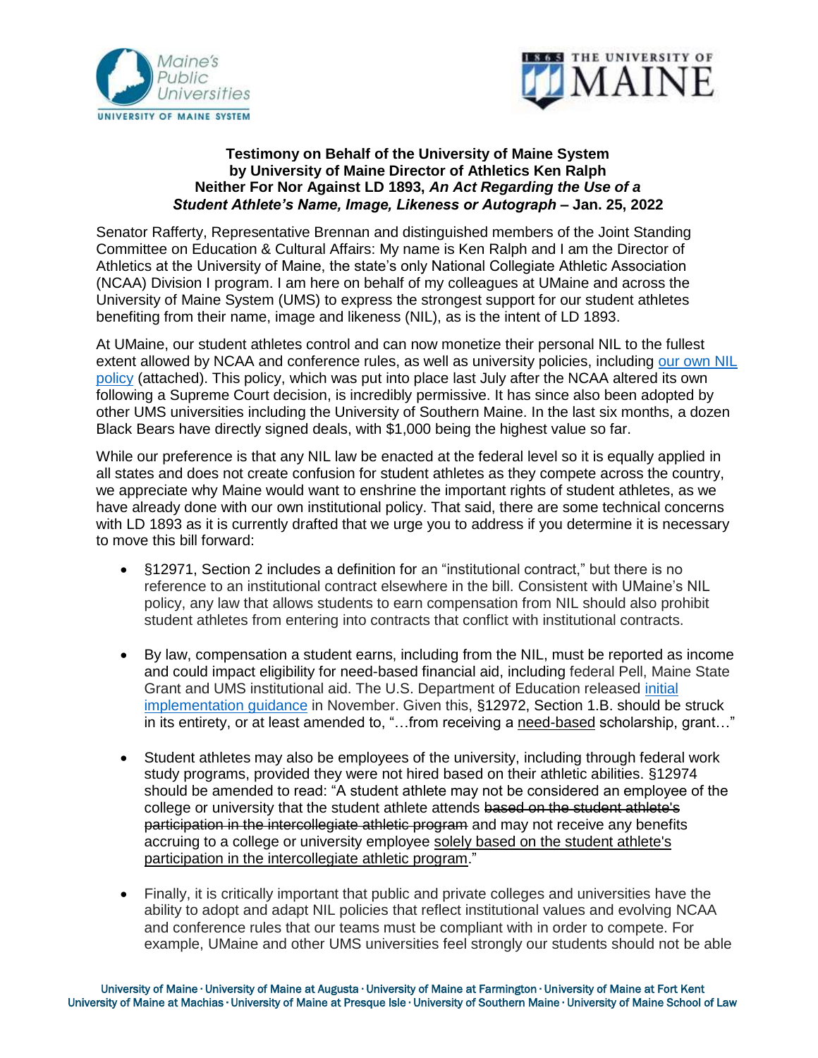**Testimony on Behalf of the University of Maine System**
**by University of Maine Director of Athletics Ken Ralph**
**Neither For Nor Against LD 1893, *An Act Regarding the Use of a Student Athlete's Name, Image, Likeness or Autograph* – Jan. 25, 2022**

Senator Rafferty, Representative Brennan and distinguished members of the Joint Standing Committee on Education & Cultural Affairs: My name is Ken Ralph and I am the Director of Athletics at the University of Maine, the state's only National Collegiate Athletic Association (NCAA) Division I program. I am here on behalf of my colleagues at UMaine and across the University of Maine System (UMS) to express the strongest support for our student athletes benefiting from their name, image and likeness (NIL), as is the intent of LD 1893.

At UMaine, our student athletes control and can now monetize their personal NIL to the fullest extent allowed by NCAA and conference rules, as well as university policies, including our own NIL policy (attached). This policy, which was put into place last July after the NCAA altered its own following a Supreme Court decision, is incredibly permissive. It has since also been adopted by other UMS universities including the University of Southern Maine. In the last six months, a dozen Black Bears have directly signed deals, with $1,000 being the highest value so far.

While our preference is that any NIL law be enacted at the federal level so it is equally applied in all states and does not create confusion for student athletes as they compete across the country, we appreciate why Maine would want to enshrine the important rights of student athletes, as we have already done with our own institutional policy. That said, there are some technical concerns with LD 1893 as it is currently drafted that we urge you to address if you determine it is necessary to move this bill forward:

- §12971, Section 2 includes a definition for an "institutional contract," but there is no reference to an institutional contract elsewhere in the bill. Consistent with UMaine's NIL policy, any law that allows students to earn compensation from NIL should also prohibit student athletes from entering into contracts that conflict with institutional contracts.

- By law, compensation a student earns, including from the NIL, must be reported as income and could impact eligibility for need-based financial aid, including federal Pell, Maine State Grant and UMS institutional aid. The U.S. Department of Education released initial implementation guidance in November. Given this, §12972, Section 1.B. should be struck in its entirety, or at least amended to, "…from receiving a <u>need-based</u> scholarship, grant…"

- Student athletes may also be employees of the university, including through federal work study programs, provided they were not hired based on their athletic abilities. §12974 should be amended to read: "A student athlete may not be considered an employee of the college or university that the student athlete attends ~~based on the student athlete's participation in the intercollegiate athletic program~~ and may not receive any benefits accruing to a college or university employee <u>solely based on the student athlete's participation in the intercollegiate athletic program</u>."

- Finally, it is critically important that public and private colleges and universities have the ability to adopt and adapt NIL policies that reflect institutional values and evolving NCAA and conference rules that our teams must be compliant with in order to compete. For example, UMaine and other UMS universities feel strongly our students should not be able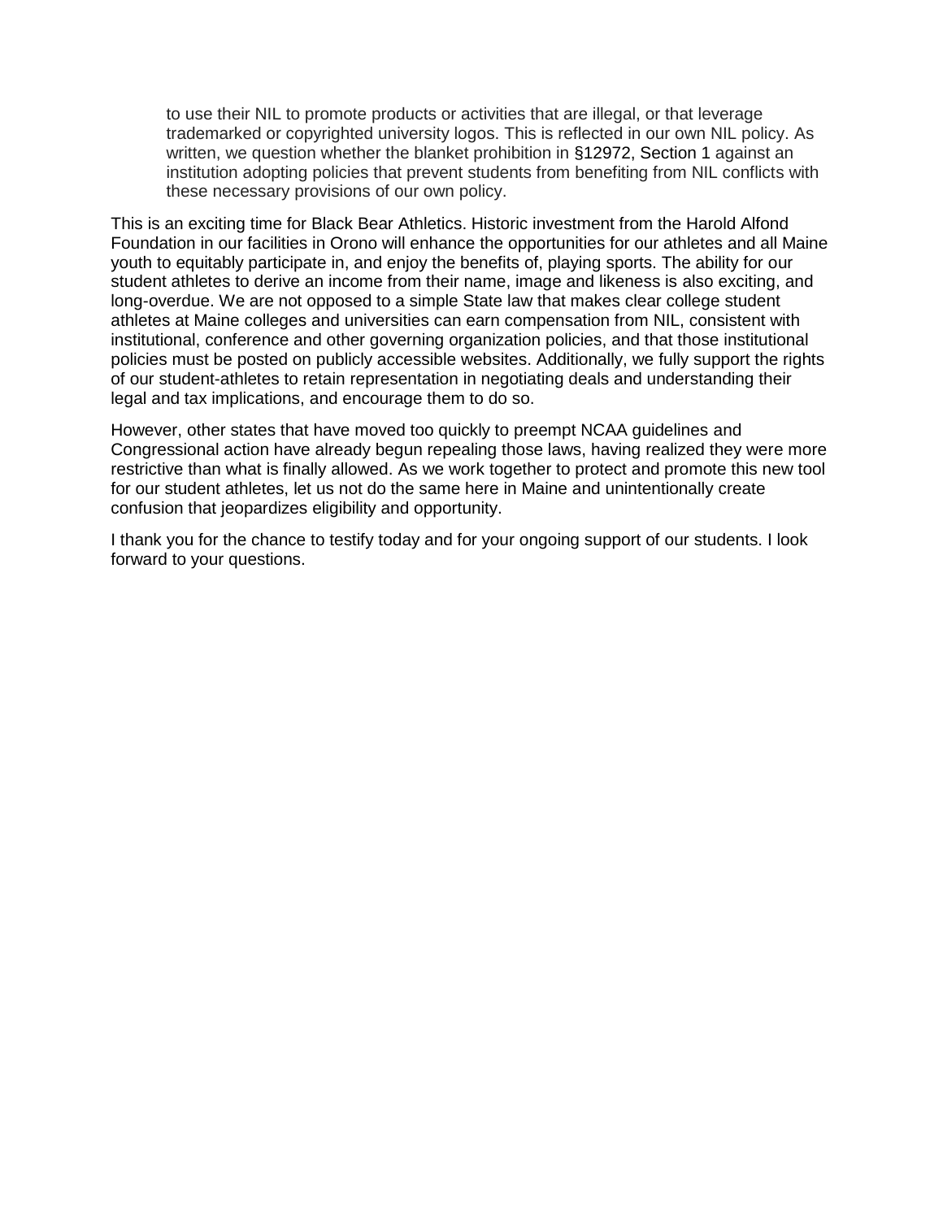> to use their NIL to promote products or activities that are illegal, or that leverage trademarked or copyrighted university logos. This is reflected in our own NIL policy. As written, we question whether the blanket prohibition in §12972, Section 1 against an institution adopting policies that prevent students from benefiting from NIL conflicts with these necessary provisions of our own policy.

This is an exciting time for Black Bear Athletics. Historic investment from the Harold Alfond Foundation in our facilities in Orono will enhance the opportunities for our athletes and all Maine youth to equitably participate in, and enjoy the benefits of, playing sports. The ability for our student athletes to derive an income from their name, image and likeness is also exciting, and long-overdue. We are not opposed to a simple State law that makes clear college student athletes at Maine colleges and universities can earn compensation from NIL, consistent with institutional, conference and other governing organization policies, and that those institutional policies must be posted on publicly accessible websites. Additionally, we fully support the rights of our student-athletes to retain representation in negotiating deals and understanding their legal and tax implications, and encourage them to do so.

However, other states that have moved too quickly to preempt NCAA guidelines and Congressional action have already begun repealing those laws, having realized they were more restrictive than what is finally allowed. As we work together to protect and promote this new tool for our student athletes, let us not do the same here in Maine and unintentionally create confusion that jeopardizes eligibility and opportunity.

I thank you for the chance to testify today and for your ongoing support of our students. I look forward to your questions.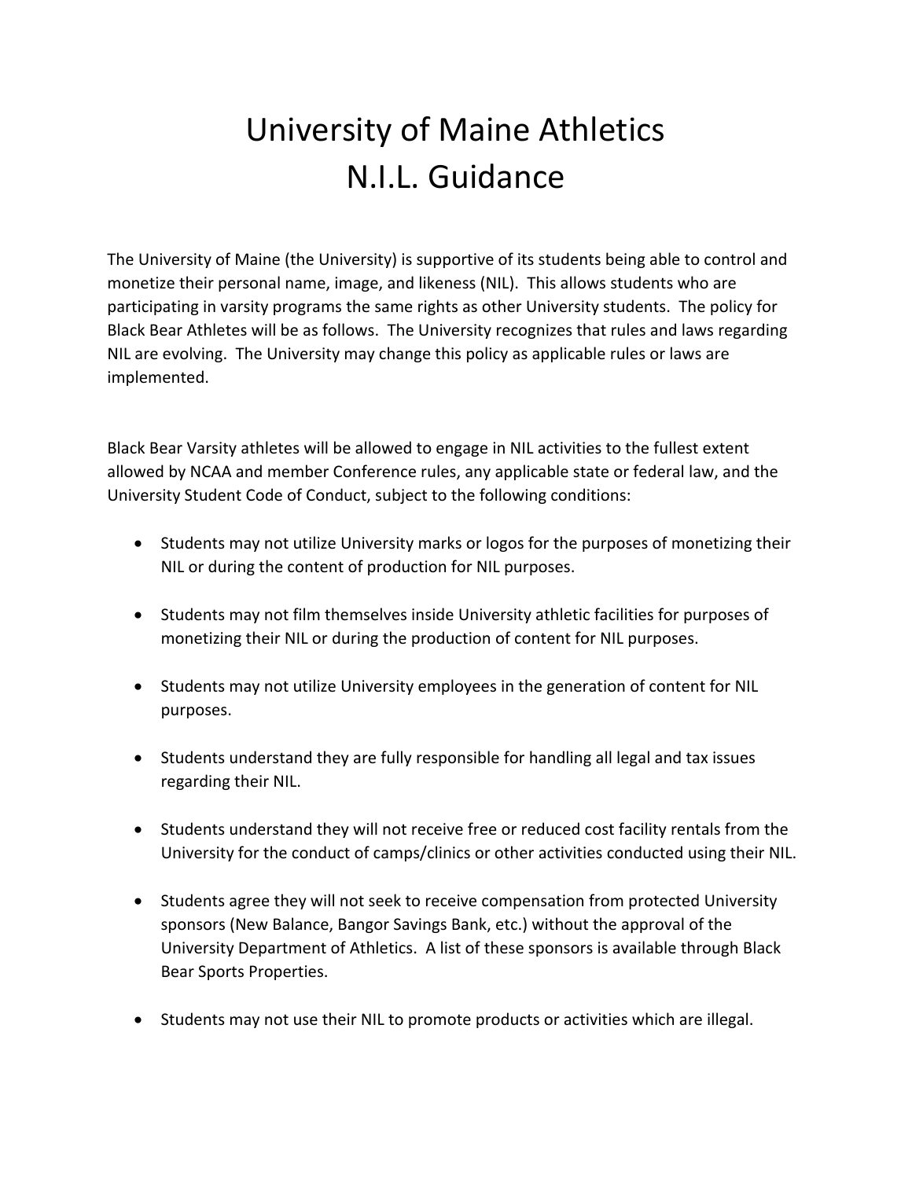# University of Maine Athletics
# N.I.L. Guidance

The University of Maine (the University) is supportive of its students being able to control and monetize their personal name, image, and likeness (NIL). This allows students who are participating in varsity programs the same rights as other University students. The policy for Black Bear Athletes will be as follows. The University recognizes that rules and laws regarding NIL are evolving. The University may change this policy as applicable rules or laws are implemented.

Black Bear Varsity athletes will be allowed to engage in NIL activities to the fullest extent allowed by NCAA and member Conference rules, any applicable state or federal law, and the University Student Code of Conduct, subject to the following conditions:

- Students may not utilize University marks or logos for the purposes of monetizing their NIL or during the content of production for NIL purposes.
- Students may not film themselves inside University athletic facilities for purposes of monetizing their NIL or during the production of content for NIL purposes.
- Students may not utilize University employees in the generation of content for NIL purposes.
- Students understand they are fully responsible for handling all legal and tax issues regarding their NIL.
- Students understand they will not receive free or reduced cost facility rentals from the University for the conduct of camps/clinics or other activities conducted using their NIL.
- Students agree they will not seek to receive compensation from protected University sponsors (New Balance, Bangor Savings Bank, etc.) without the approval of the University Department of Athletics. A list of these sponsors is available through Black Bear Sports Properties.
- Students may not use their NIL to promote products or activities which are illegal.